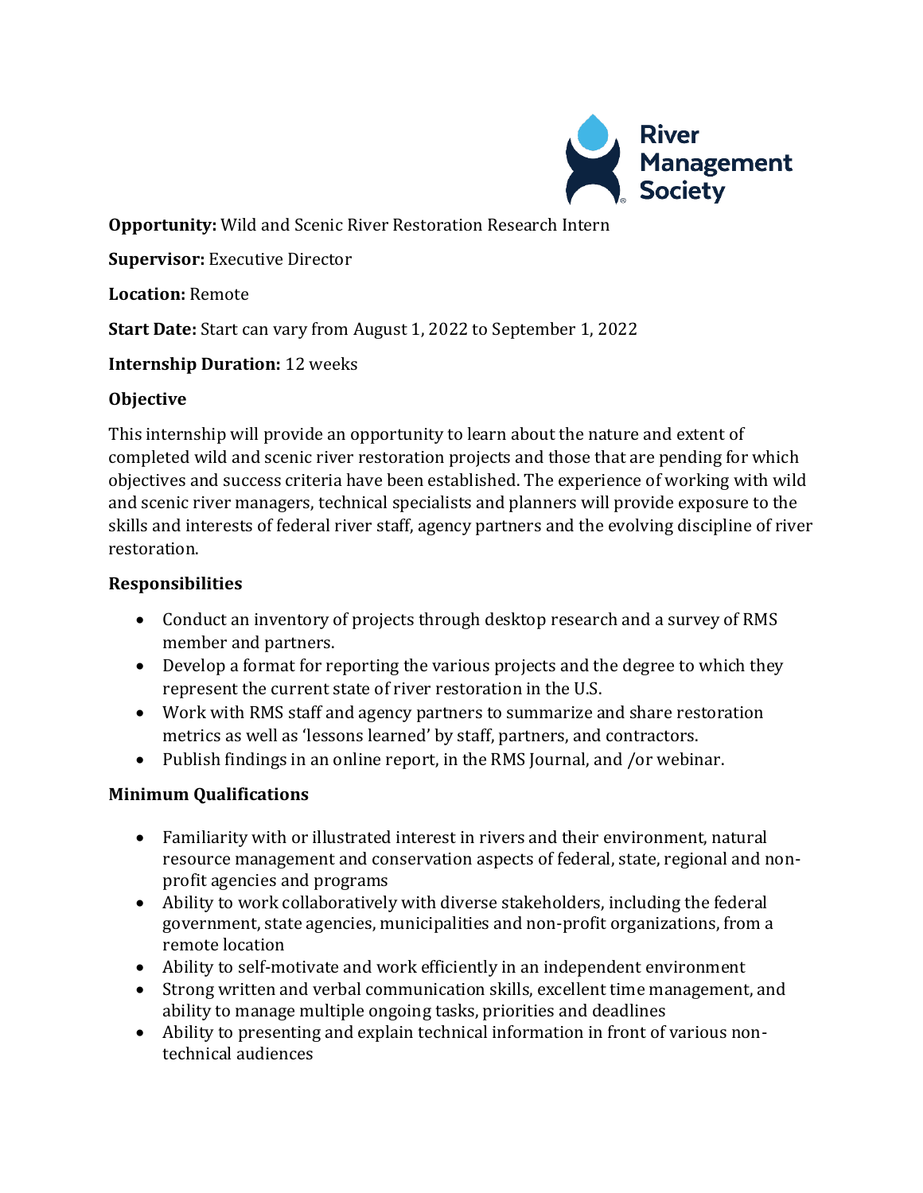River Management Society

**Opportunity:** Wild and Scenic River Restoration Research Intern

**Supervisor:** Executive Director

**Location:** Remote

**Start Date:** Start can vary from August 1, 2022 to September 1, 2022

**Internship Duration:** 12 weeks

### Objective

This internship will provide an opportunity to learn about the nature and extent of completed wild and scenic river restoration projects and those that are pending for which objectives and success criteria have been established. The experience of working with wild and scenic river managers, technical specialists and planners will provide exposure to the skills and interests of federal river staff, agency partners and the evolving discipline of river restoration.

### Responsibilities

- Conduct an inventory of projects through desktop research and a survey of RMS member and partners.
- Develop a format for reporting the various projects and the degree to which they represent the current state of river restoration in the U.S.
- Work with RMS staff and agency partners to summarize and share restoration metrics as well as 'lessons learned' by staff, partners, and contractors.
- Publish findings in an online report, in the RMS Journal, and /or webinar.

### Minimum Qualifications

- Familiarity with or illustrated interest in rivers and their environment, natural resource management and conservation aspects of federal, state, regional and non-profit agencies and programs
- Ability to work collaboratively with diverse stakeholders, including the federal government, state agencies, municipalities and non-profit organizations, from a remote location
- Ability to self-motivate and work efficiently in an independent environment
- Strong written and verbal communication skills, excellent time management, and ability to manage multiple ongoing tasks, priorities and deadlines
- Ability to presenting and explain technical information in front of various non-technical audiences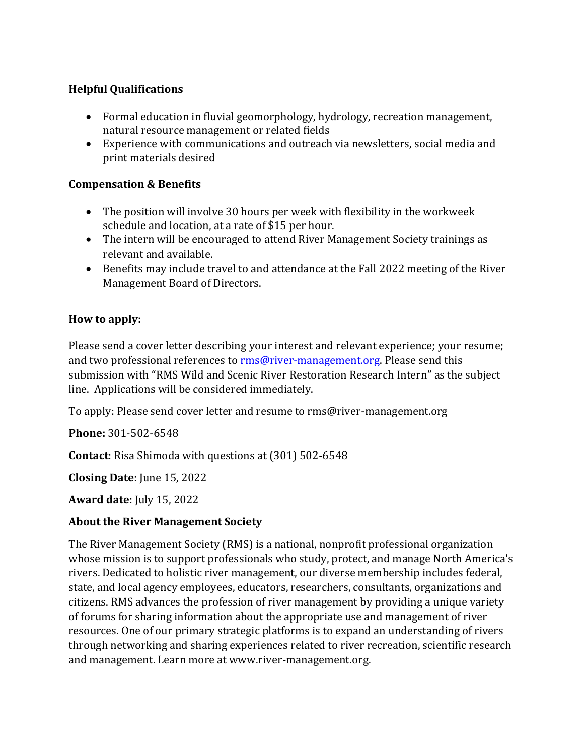### Helpful Qualifications

- Formal education in fluvial geomorphology, hydrology, recreation management, natural resource management or related fields
- Experience with communications and outreach via newsletters, social media and print materials desired

### Compensation & Benefits

- The position will involve 30 hours per week with flexibility in the workweek schedule and location, at a rate of $15 per hour.
- The intern will be encouraged to attend River Management Society trainings as relevant and available.
- Benefits may include travel to and attendance at the Fall 2022 meeting of the River Management Board of Directors.

### How to apply:

Please send a cover letter describing your interest and relevant experience; your resume; and two professional references to [rms@river-management.org](mailto:rms@river-management.org). Please send this submission with "RMS Wild and Scenic River Restoration Research Intern" as the subject line. Applications will be considered immediately.

To apply: Please send cover letter and resume to rms@river-management.org

**Phone:** 301-502-6548

**Contact**: Risa Shimoda with questions at (301) 502-6548

**Closing Date**: June 15, 2022

**Award date**: July 15, 2022

### About the River Management Society

The River Management Society (RMS) is a national, nonprofit professional organization whose mission is to support professionals who study, protect, and manage North America's rivers. Dedicated to holistic river management, our diverse membership includes federal, state, and local agency employees, educators, researchers, consultants, organizations and citizens. RMS advances the profession of river management by providing a unique variety of forums for sharing information about the appropriate use and management of river resources. One of our primary strategic platforms is to expand an understanding of rivers through networking and sharing experiences related to river recreation, scientific research and management. Learn more at www.river-management.org.